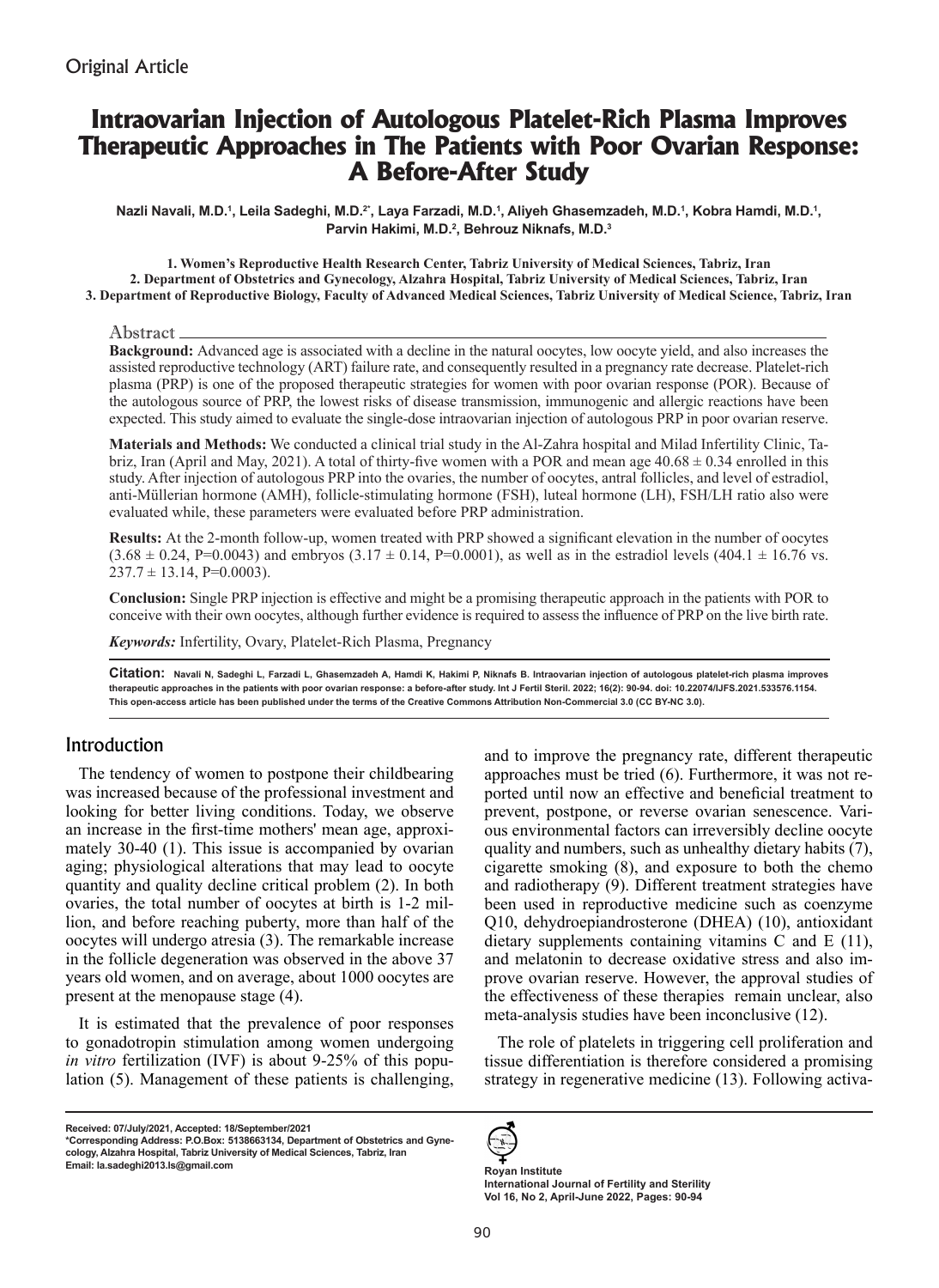Original Article

# Intraovarian Injection of Autologous Platelet-Rich Plasma Improves Therapeutic Approaches in The Patients with Poor Ovarian Response: A Before-After Study

**Nazli Navali, M.D.[1], Leila Sadeghi, M.D.[2*], Laya Farzadi, M.D.[1], Aliyeh Ghasemzadeh, M.D.[1], Kobra Hamdi, M.D.[1], Parvin Hakimi, M.D.[2], Behrouz Niknafs, M.D.[3]**

**1. Women's Reproductive Health Research Center, Tabriz University of Medical Sciences, Tabriz, Iran**
**2. Department of Obstetrics and Gynecology, Alzahra Hospital, Tabriz University of Medical Sciences, Tabriz, Iran**
**3. Department of Reproductive Biology, Faculty of Advanced Medical Sciences, Tabriz University of Medical Science, Tabriz, Iran**

## Abstract

**Background:** Advanced age is associated with a decline in the natural oocytes, low oocyte yield, and also increases the assisted reproductive technology (ART) failure rate, and consequently resulted in a pregnancy rate decrease. Platelet-rich plasma (PRP) is one of the proposed therapeutic strategies for women with poor ovarian response (POR). Because of the autologous source of PRP, the lowest risks of disease transmission, immunogenic and allergic reactions have been expected. This study aimed to evaluate the single-dose intraovarian injection of autologous PRP in poor ovarian reserve.

**Materials and Methods:** We conducted a clinical trial study in the Al-Zahra hospital and Milad Infertility Clinic, Tabriz, Iran (April and May, 2021). A total of thirty-five women with a POR and mean age $40.68 \pm 0.34$ enrolled in this study. After injection of autologous PRP into the ovaries, the number of oocytes, antral follicles, and level of estradiol, anti-Müllerian hormone (AMH), follicle-stimulating hormone (FSH), luteal hormone (LH), FSH/LH ratio also were evaluated while, these parameters were evaluated before PRP administration.

**Results:** At the 2-month follow-up, women treated with PRP showed a significant elevation in the number of oocytes ($3.68 \pm 0.24$, P=0.0043) and embryos ($3.17 \pm 0.14$, P=0.0001), as well as in the estradiol levels ($404.1 \pm 16.76$ vs. $237.7 \pm 13.14$, P=0.0003).

**Conclusion:** Single PRP injection is effective and might be a promising therapeutic approach in the patients with POR to conceive with their own oocytes, although further evidence is required to assess the influence of PRP on the live birth rate.

***Keywords:*** Infertility, Ovary, Platelet-Rich Plasma, Pregnancy

**Citation:** Navali N, Sadeghi L, Farzadi L, Ghasemzadeh A, Hamdi K, Hakimi P, Niknafs B. Intraovarian injection of autologous platelet-rich plasma improves therapeutic approaches in the patients with poor ovarian response: a before-after study. Int J Fertil Steril. 2022; 16(2): 90-94. doi: 10.22074/IJFS.2021.533576.1154.
This open-access article has been published under the terms of the Creative Commons Attribution Non-Commercial 3.0 (CC BY-NC 3.0).

## Introduction

The tendency of women to postpone their childbearing was increased because of the professional investment and looking for better living conditions. Today, we observe an increase in the first-time mothers' mean age, approximately 30-40 (1). This issue is accompanied by ovarian aging; physiological alterations that may lead to oocyte quantity and quality decline critical problem (2). In both ovaries, the total number of oocytes at birth is 1-2 million, and before reaching puberty, more than half of the oocytes will undergo atresia (3). The remarkable increase in the follicle degeneration was observed in the above 37 years old women, and on average, about 1000 oocytes are present at the menopause stage (4).

It is estimated that the prevalence of poor responses to gonadotropin stimulation among women undergoing *in vitro* fertilization (IVF) is about 9-25% of this population (5). Management of these patients is challenging, and to improve the pregnancy rate, different therapeutic approaches must be tried (6). Furthermore, it was not reported until now an effective and beneficial treatment to prevent, postpone, or reverse ovarian senescence. Various environmental factors can irreversibly decline oocyte quality and numbers, such as unhealthy dietary habits (7), cigarette smoking (8), and exposure to both the chemo and radiotherapy (9). Different treatment strategies have been used in reproductive medicine such as coenzyme Q10, dehydroepiandrosterone (DHEA) (10), antioxidant dietary supplements containing vitamins C and E (11), and melatonin to decrease oxidative stress and also improve ovarian reserve. However, the approval studies of the effectiveness of these therapies remain unclear, also meta-analysis studies have been inconclusive (12).

The role of platelets in triggering cell proliferation and tissue differentiation is therefore considered a promising strategy in regenerative medicine (13). Following activa-

**Received: 07/July/2021, Accepted: 18/September/2021**
**\*Corresponding Address: P.O.Box: 5138663134, Department of Obstetrics and Gynecology, Alzahra Hospital, Tabriz University of Medical Sciences, Tabriz, Iran**
**Email: la.sadeghi2013.ls@gmail.com**

**Royan Institute**
**International Journal of Fertility and Sterility**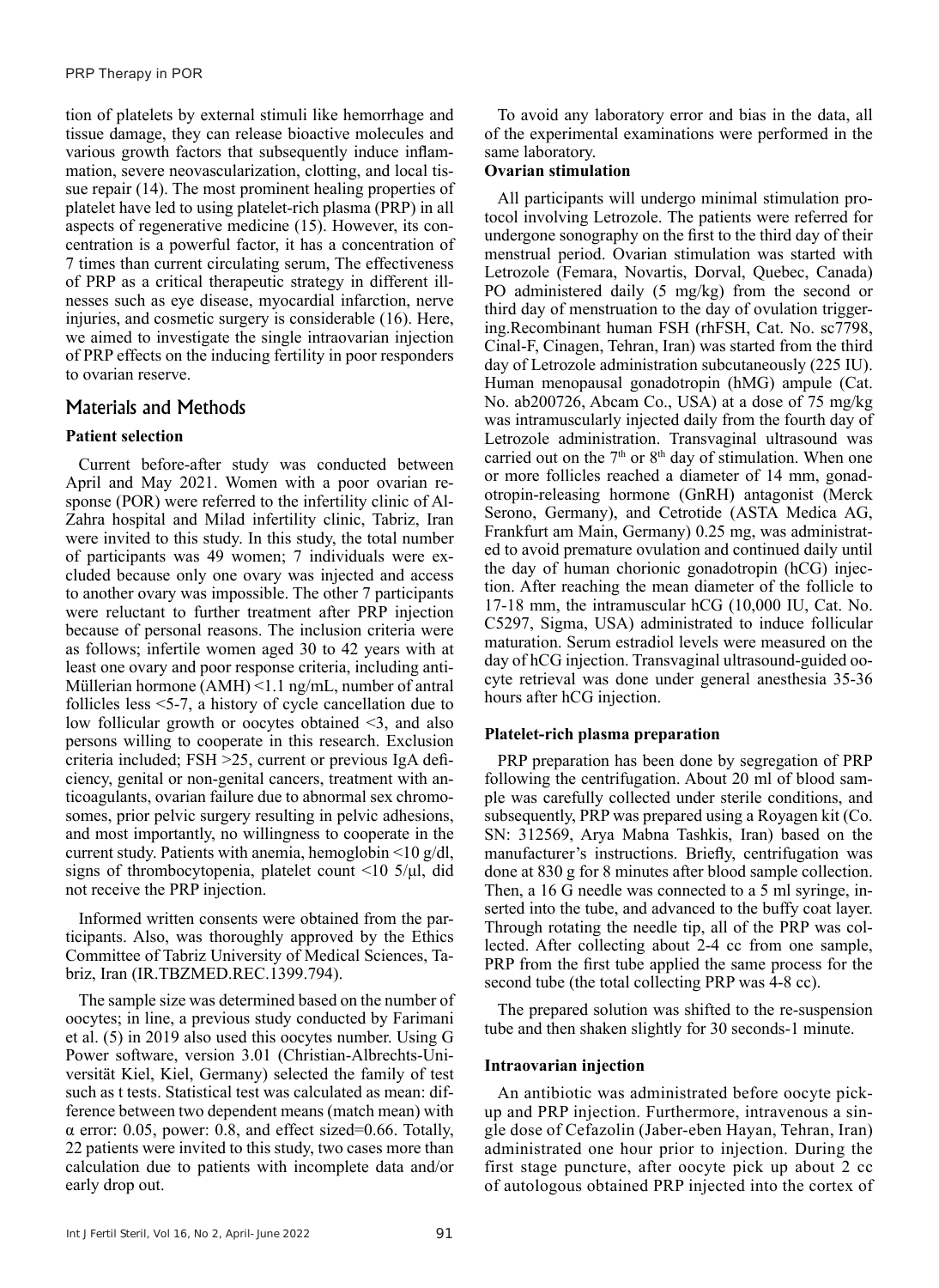tion of platelets by external stimuli like hemorrhage and tissue damage, they can release bioactive molecules and various growth factors that subsequently induce inflammation, severe neovascularization, clotting, and local tissue repair (14). The most prominent healing properties of platelet have led to using platelet-rich plasma (PRP) in all aspects of regenerative medicine (15). However, its concentration is a powerful factor, it has a concentration of 7 times than current circulating serum, The effectiveness of PRP as a critical therapeutic strategy in different illnesses such as eye disease, myocardial infarction, nerve injuries, and cosmetic surgery is considerable (16). Here, we aimed to investigate the single intraovarian injection of PRP effects on the inducing fertility in poor responders to ovarian reserve.

## Materials and Methods

### Patient selection

Current before-after study was conducted between April and May 2021. Women with a poor ovarian response (POR) were referred to the infertility clinic of Al-Zahra hospital and Milad infertility clinic, Tabriz, Iran were invited to this study. In this study, the total number of participants was 49 women; 7 individuals were excluded because only one ovary was injected and access to another ovary was impossible. The other 7 participants were reluctant to further treatment after PRP injection because of personal reasons. The inclusion criteria were as follows; infertile women aged 30 to 42 years with at least one ovary and poor response criteria, including anti-Müllerian hormone (AMH) <1.1 ng/mL, number of antral follicles less <5-7, a history of cycle cancellation due to low follicular growth or oocytes obtained <3, and also persons willing to cooperate in this research. Exclusion criteria included; FSH >25, current or previous IgA deficiency, genital or non-genital cancers, treatment with anticoagulants, ovarian failure due to abnormal sex chromosomes, prior pelvic surgery resulting in pelvic adhesions, and most importantly, no willingness to cooperate in the current study. Patients with anemia, hemoglobin <10 g/dl, signs of thrombocytopenia, platelet count <10 5/μl, did not receive the PRP injection.

Informed written consents were obtained from the participants. Also, was thoroughly approved by the Ethics Committee of Tabriz University of Medical Sciences, Tabriz, Iran (IR.TBZMED.REC.1399.794).

The sample size was determined based on the number of oocytes; in line, a previous study conducted by Farimani et al. (5) in 2019 also used this oocytes number. Using G Power software, version 3.01 (Christian-Albrechts-Universität Kiel, Kiel, Germany) selected the family of test such as t tests. Statistical test was calculated as mean: difference between two dependent means (match mean) with α error: 0.05, power: 0.8, and effect sized=0.66. Totally, 22 patients were invited to this study, two cases more than calculation due to patients with incomplete data and/or early drop out.

To avoid any laboratory error and bias in the data, all of the experimental examinations were performed in the same laboratory.

### Ovarian stimulation

All participants will undergo minimal stimulation protocol involving Letrozole. The patients were referred for undergone sonography on the first to the third day of their menstrual period. Ovarian stimulation was started with Letrozole (Femara, Novartis, Dorval, Quebec, Canada) PO administered daily (5 mg/kg) from the second or third day of menstruation to the day of ovulation triggering.Recombinant human FSH (rhFSH, Cat. No. sc7798, Cinal-F, Cinagen, Tehran, Iran) was started from the third day of Letrozole administration subcutaneously (225 IU). Human menopausal gonadotropin (hMG) ampule (Cat. No. ab200726, Abcam Co., USA) at a dose of 75 mg/kg was intramuscularly injected daily from the fourth day of Letrozole administration. Transvaginal ultrasound was carried out on the 7[th] or 8[th] day of stimulation. When one or more follicles reached a diameter of 14 mm, gonadotropin-releasing hormone (GnRH) antagonist (Merck Serono, Germany), and Cetrotide (ASTA Medica AG, Frankfurt am Main, Germany) 0.25 mg, was administrated to avoid premature ovulation and continued daily until the day of human chorionic gonadotropin (hCG) injection. After reaching the mean diameter of the follicle to 17-18 mm, the intramuscular hCG (10,000 IU, Cat. No. C5297, Sigma, USA) administrated to induce follicular maturation. Serum estradiol levels were measured on the day of hCG injection. Transvaginal ultrasound-guided oocyte retrieval was done under general anesthesia 35-36 hours after hCG injection.

### Platelet-rich plasma preparation

PRP preparation has been done by segregation of PRP following the centrifugation. About 20 ml of blood sample was carefully collected under sterile conditions, and subsequently, PRP was prepared using a Royagen kit (Co. SN: 312569, Arya Mabna Tashkis, Iran) based on the manufacturer's instructions. Briefly, centrifugation was done at 830 g for 8 minutes after blood sample collection. Then, a 16 G needle was connected to a 5 ml syringe, inserted into the tube, and advanced to the buffy coat layer. Through rotating the needle tip, all of the PRP was collected. After collecting about 2-4 cc from one sample, PRP from the first tube applied the same process for the second tube (the total collecting PRP was 4-8 cc).

The prepared solution was shifted to the re-suspension tube and then shaken slightly for 30 seconds-1 minute.

### Intraovarian injection

An antibiotic was administrated before oocyte pick-up and PRP injection. Furthermore, intravenous a single dose of Cefazolin (Jaber-eben Hayan, Tehran, Iran) administrated one hour prior to injection. During the first stage puncture, after oocyte pick up about 2 cc of autologous obtained PRP injected into the cortex of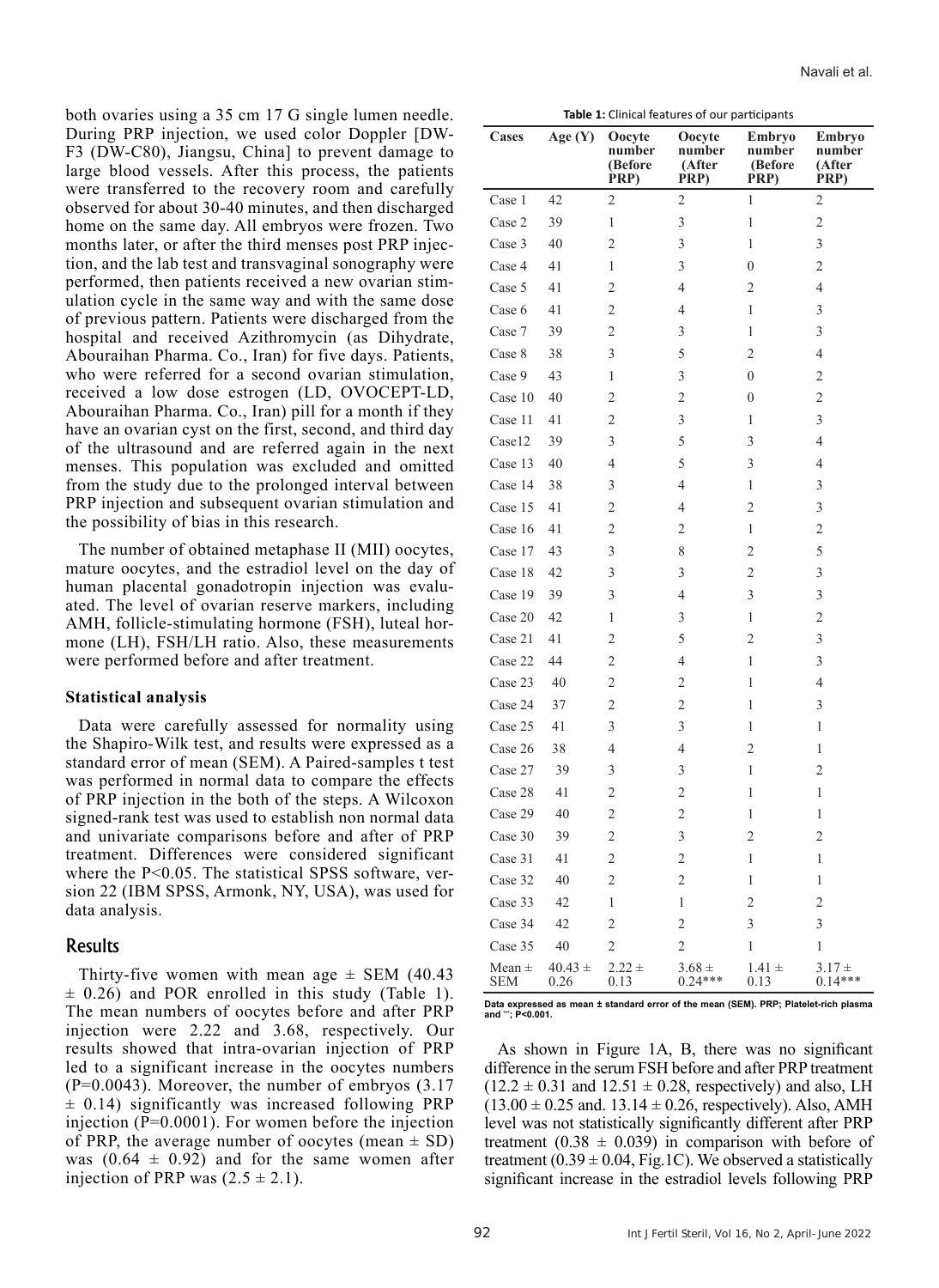both ovaries using a 35 cm 17 G single lumen needle. During PRP injection, we used color Doppler [DW-F3 (DW-C80), Jiangsu, China] to prevent damage to large blood vessels. After this process, the patients were transferred to the recovery room and carefully observed for about 30-40 minutes, and then discharged home on the same day. All embryos were frozen. Two months later, or after the third menses post PRP injection, and the lab test and transvaginal sonography were performed, then patients received a new ovarian stimulation cycle in the same way and with the same dose of previous pattern. Patients were discharged from the hospital and received Azithromycin (as Dihydrate, Abouraihan Pharma. Co., Iran) for five days. Patients, who were referred for a second ovarian stimulation, received a low dose estrogen (LD, OVOCEPT-LD, Abouraihan Pharma. Co., Iran) pill for a month if they have an ovarian cyst on the first, second, and third day of the ultrasound and are referred again in the next menses. This population was excluded and omitted from the study due to the prolonged interval between PRP injection and subsequent ovarian stimulation and the possibility of bias in this research.

The number of obtained metaphase II (MII) oocytes, mature oocytes, and the estradiol level on the day of human placental gonadotropin injection was evaluated. The level of ovarian reserve markers, including AMH, follicle-stimulating hormone (FSH), luteal hormone (LH), FSH/LH ratio. Also, these measurements were performed before and after treatment.

### Statistical analysis

Data were carefully assessed for normality using the Shapiro-Wilk test, and results were expressed as a standard error of mean (SEM). A Paired-samples t test was performed in normal data to compare the effects of PRP injection in the both of the steps. A Wilcoxon signed-rank test was used to establish non normal data and univariate comparisons before and after of PRP treatment. Differences were considered significant where the P<0.05. The statistical SPSS software, version 22 (IBM SPSS, Armonk, NY, USA), was used for data analysis.

## Results

Thirty-five women with mean age ± SEM (40.43 ± 0.26) and POR enrolled in this study (Table 1). The mean numbers of oocytes before and after PRP injection were 2.22 and 3.68, respectively. Our results showed that intra-ovarian injection of PRP led to a significant increase in the oocytes numbers (P=0.0043). Moreover, the number of embryos (3.17 ± 0.14) significantly was increased following PRP injection (P=0.0001). For women before the injection of PRP, the average number of oocytes (mean ± SD) was (0.64 ± 0.92) and for the same women after injection of PRP was (2.5 ± 2.1).

**Table 1:** Clinical features of our participants

| Cases | Age (Y) | Oocyte number (Before PRP) | Oocyte number (After PRP) | Embryo number (Before PRP) | Embryo number (After PRP) |
|---|---|---|---|---|---|
| Case 1 | 42 | 2 | 2 | 1 | 2 |
| Case 2 | 39 | 1 | 3 | 1 | 2 |
| Case 3 | 40 | 2 | 3 | 1 | 3 |
| Case 4 | 41 | 1 | 3 | 0 | 2 |
| Case 5 | 41 | 2 | 4 | 2 | 4 |
| Case 6 | 41 | 2 | 4 | 1 | 3 |
| Case 7 | 39 | 2 | 3 | 1 | 3 |
| Case 8 | 38 | 3 | 5 | 2 | 4 |
| Case 9 | 43 | 1 | 3 | 0 | 2 |
| Case 10 | 40 | 2 | 2 | 0 | 2 |
| Case 11 | 41 | 2 | 3 | 1 | 3 |
| Case12 | 39 | 3 | 5 | 3 | 4 |
| Case 13 | 40 | 4 | 5 | 3 | 4 |
| Case 14 | 38 | 3 | 4 | 1 | 3 |
| Case 15 | 41 | 2 | 4 | 2 | 3 |
| Case 16 | 41 | 2 | 2 | 1 | 2 |
| Case 17 | 43 | 3 | 8 | 2 | 5 |
| Case 18 | 42 | 3 | 3 | 2 | 3 |
| Case 19 | 39 | 3 | 4 | 3 | 3 |
| Case 20 | 42 | 1 | 3 | 1 | 2 |
| Case 21 | 41 | 2 | 5 | 2 | 3 |
| Case 22 | 44 | 2 | 4 | 1 | 3 |
| Case 23 | 40 | 2 | 2 | 1 | 4 |
| Case 24 | 37 | 2 | 2 | 1 | 3 |
| Case 25 | 41 | 3 | 3 | 1 | 1 |
| Case 26 | 38 | 4 | 4 | 2 | 1 |
| Case 27 | 39 | 3 | 3 | 1 | 2 |
| Case 28 | 41 | 2 | 2 | 1 | 1 |
| Case 29 | 40 | 2 | 2 | 1 | 1 |
| Case 30 | 39 | 2 | 3 | 2 | 2 |
| Case 31 | 41 | 2 | 2 | 1 | 1 |
| Case 32 | 40 | 2 | 2 | 1 | 1 |
| Case 33 | 42 | 1 | 1 | 2 | 2 |
| Case 34 | 42 | 2 | 2 | 3 | 3 |
| Case 35 | 40 | 2 | 2 | 1 | 1 |
| Mean ± SEM | 40.43 ± 0.26 | 2.22 ± 0.13 | 3.68 ± 0.24*** | 1.41 ± 0.13 | 3.17 ± 0.14*** |

Data expressed as mean ± standard error of the mean (SEM). PRP; Platelet-rich plasma and ***; P<0.001.

As shown in Figure 1A, B, there was no significant difference in the serum FSH before and after PRP treatment (12.2 ± 0.31 and 12.51 ± 0.28, respectively) and also, LH (13.00 ± 0.25 and. 13.14 ± 0.26, respectively). Also, AMH level was not statistically significantly different after PRP treatment (0.38 ± 0.039) in comparison with before of treatment (0.39 ± 0.04, Fig.1C). We observed a statistically significant increase in the estradiol levels following PRP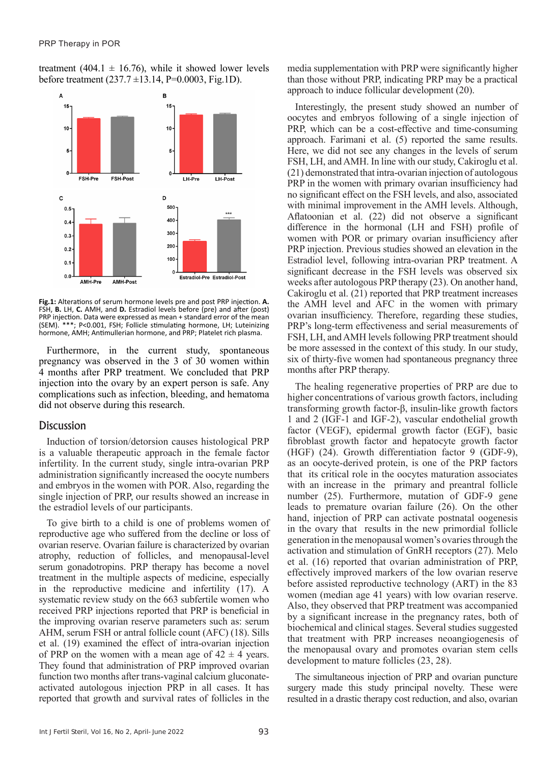treatment (404.1 ± 16.76), while it showed lower levels before treatment (237.7 ±13.14, P=0.0003, Fig.1D).

**Fig.1:** Alterations of serum hormone levels pre and post PRP injection. **A.** FSH, **B.** LH, **C.** AMH, and **D.** Estradiol levels before (pre) and after (post) PRP injection. Data were expressed as mean + standard error of the mean (SEM). ***; P<0.001, FSH; Follicle stimulating hormone, LH; Luteinizing hormone, AMH; Antimullerian hormone, and PRP; Platelet rich plasma.

Furthermore, in the current study, spontaneous pregnancy was observed in the 3 of 30 women within 4 months after PRP treatment. We concluded that PRP injection into the ovary by an expert person is safe. Any complications such as infection, bleeding, and hematoma did not observe during this research.

## Discussion

Induction of torsion/detorsion causes histological PRP is a valuable therapeutic approach in the female factor infertility. In the current study, single intra-ovarian PRP administration significantly increased the oocyte numbers and embryos in the women with POR. Also, regarding the single injection of PRP, our results showed an increase in the estradiol levels of our participants.

To give birth to a child is one of problems women of reproductive age who suffered from the decline or loss of ovarian reserve. Ovarian failure is characterized by ovarian atrophy, reduction of follicles, and menopausal-level serum gonadotropins. PRP therapy has become a novel treatment in the multiple aspects of medicine, especially in the reproductive medicine and infertility (17). A systematic review study on the 663 subfertile women who received PRP injections reported that PRP is beneficial in the improving ovarian reserve parameters such as: serum AHM, serum FSH or antral follicle count (AFC) (18). Sills et al. (19) examined the effect of intra-ovarian injection of PRP on the women with a mean age of 42 ± 4 years. They found that administration of PRP improved ovarian function two months after trans-vaginal calcium gluconate-activated autologous injection PRP in all cases. It has reported that growth and survival rates of follicles in the media supplementation with PRP were significantly higher than those without PRP, indicating PRP may be a practical approach to induce follicular development (20).

Interestingly, the present study showed an number of oocytes and embryos following of a single injection of PRP, which can be a cost-effective and time-consuming approach. Farimani et al. (5) reported the same results. Here, we did not see any changes in the levels of serum FSH, LH, and AMH. In line with our study, Cakiroglu et al. (21) demonstrated that intra-ovarian injection of autologous PRP in the women with primary ovarian insufficiency had no significant effect on the FSH levels, and also, associated with minimal improvement in the AMH levels. Although, Aflatoonian et al. (22) did not observe a significant difference in the hormonal (LH and FSH) profile of women with POR or primary ovarian insufficiency after PRP injection. Previous studies showed an elevation in the Estradiol level, following intra-ovarian PRP treatment. A significant decrease in the FSH levels was observed six weeks after autologous PRP therapy (23). On another hand, Cakiroglu et al. (21) reported that PRP treatment increases the AMH level and AFC in the women with primary ovarian insufficiency. Therefore, regarding these studies, PRP's long-term effectiveness and serial measurements of FSH, LH, and AMH levels following PRP treatment should be more assessed in the context of this study. In our study, six of thirty-five women had spontaneous pregnancy three months after PRP therapy.

The healing regenerative properties of PRP are due to higher concentrations of various growth factors, including transforming growth factor-β, insulin-like growth factors 1 and 2 (IGF-1 and IGF-2), vascular endothelial growth factor (VEGF), epidermal growth factor (EGF), basic fibroblast growth factor and hepatocyte growth factor (HGF) (24). Growth differentiation factor 9 (GDF-9), as an oocyte-derived protein, is one of the PRP factors that its critical role in the oocytes maturation associates with an increase in the primary and preantral follicle number (25). Furthermore, mutation of GDF-9 gene leads to premature ovarian failure (26). On the other hand, injection of PRP can activate postnatal oogenesis in the ovary that results in the new primordial follicle generation in the menopausal women's ovaries through the activation and stimulation of GnRH receptors (27). Melo et al. (16) reported that ovarian administration of PRP, effectively improved markers of the low ovarian reserve before assisted reproductive technology (ART) in the 83 women (median age 41 years) with low ovarian reserve. Also, they observed that PRP treatment was accompanied by a significant increase in the pregnancy rates, both of biochemical and clinical stages. Several studies suggested that treatment with PRP increases neoangiogenesis of the menopausal ovary and promotes ovarian stem cells development to mature follicles (23, 28).

The simultaneous injection of PRP and ovarian puncture surgery made this study principal novelty. These were resulted in a drastic therapy cost reduction, and also, ovarian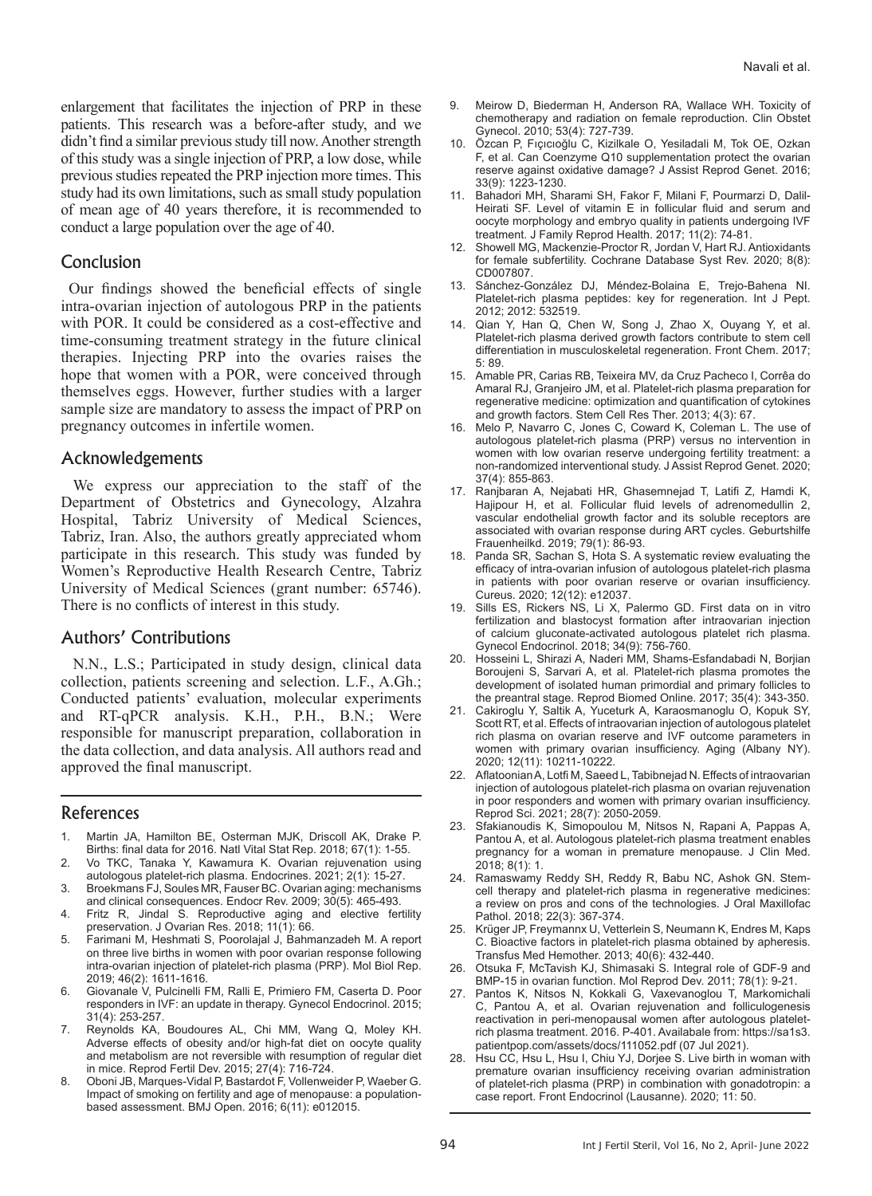enlargement that facilitates the injection of PRP in these patients. This research was a before-after study, and we didn't find a similar previous study till now. Another strength of this study was a single injection of PRP, a low dose, while previous studies repeated the PRP injection more times. This study had its own limitations, such as small study population of mean age of 40 years therefore, it is recommended to conduct a large population over the age of 40.

## Conclusion

Our findings showed the beneficial effects of single intra-ovarian injection of autologous PRP in the patients with POR. It could be considered as a cost-effective and time-consuming treatment strategy in the future clinical therapies. Injecting PRP into the ovaries raises the hope that women with a POR, were conceived through themselves eggs. However, further studies with a larger sample size are mandatory to assess the impact of PRP on pregnancy outcomes in infertile women.

## Acknowledgements

We express our appreciation to the staff of the Department of Obstetrics and Gynecology, Alzahra Hospital, Tabriz University of Medical Sciences, Tabriz, Iran. Also, the authors greatly appreciated whom participate in this research. This study was funded by Women's Reproductive Health Research Centre, Tabriz University of Medical Sciences (grant number: 65746). There is no conflicts of interest in this study.

## Authors' Contributions

N.N., L.S.; Participated in study design, clinical data collection, patients screening and selection. L.F., A.Gh.; Conducted patients' evaluation, molecular experiments and RT-qPCR analysis. K.H., P.H., B.N.; Were responsible for manuscript preparation, collaboration in the data collection, and data analysis. All authors read and approved the final manuscript.

## References

1. Martin JA, Hamilton BE, Osterman MJK, Driscoll AK, Drake P. Births: final data for 2016. Natl Vital Stat Rep. 2018; 67(1): 1-55.
2. Vo TKC, Tanaka Y, Kawamura K. Ovarian rejuvenation using autologous platelet-rich plasma. Endocrines. 2021; 2(1): 15-27.
3. Broekmans FJ, Soules MR, Fauser BC. Ovarian aging: mechanisms and clinical consequences. Endocr Rev. 2009; 30(5): 465-493.
4. Fritz R, Jindal S. Reproductive aging and elective fertility preservation. J Ovarian Res. 2018; 11(1): 66.
5. Farimani M, Heshmati S, Poorolajal J, Bahmanzadeh M. A report on three live births in women with poor ovarian response following intra-ovarian injection of platelet-rich plasma (PRP). Mol Biol Rep. 2019; 46(2): 1611-1616.
6. Giovanale V, Pulcinelli FM, Ralli E, Primiero FM, Caserta D. Poor responders in IVF: an update in therapy. Gynecol Endocrinol. 2015; 31(4): 253-257.
7. Reynolds KA, Boudoures AL, Chi MM, Wang Q, Moley KH. Adverse effects of obesity and/or high-fat diet on oocyte quality and metabolism are not reversible with resumption of regular diet in mice. Reprod Fertil Dev. 2015; 27(4): 716-724.
8. Oboni JB, Marques-Vidal P, Bastardot F, Vollenweider P, Waeber G. Impact of smoking on fertility and age of menopause: a population-based assessment. BMJ Open. 2016; 6(11): e012015.
9. Meirow D, Biederman H, Anderson RA, Wallace WH. Toxicity of chemotherapy and radiation on female reproduction. Clin Obstet Gynecol. 2010; 53(4): 727-739.
10. Özcan P, Fıçıcıoğlu C, Kizilkale O, Yesiladali M, Tok OE, Ozkan F, et al. Can Coenzyme Q10 supplementation protect the ovarian reserve against oxidative damage? J Assist Reprod Genet. 2016; 33(9): 1223-1230.
11. Bahadori MH, Sharami SH, Fakor F, Milani F, Pourmarzi D, Dalil-Heirati SF. Level of vitamin E in follicular fluid and serum and oocyte morphology and embryo quality in patients undergoing IVF treatment. J Family Reprod Health. 2017; 11(2): 74-81.
12. Showell MG, Mackenzie-Proctor R, Jordan V, Hart RJ. Antioxidants for female subfertility. Cochrane Database Syst Rev. 2020; 8(8): CD007807.
13. Sánchez-González DJ, Méndez-Bolaina E, Trejo-Bahena NI. Platelet-rich plasma peptides: key for regeneration. Int J Pept. 2012; 2012: 532519.
14. Qian Y, Han Q, Chen W, Song J, Zhao X, Ouyang Y, et al. Platelet-rich plasma derived growth factors contribute to stem cell differentiation in musculoskeletal regeneration. Front Chem. 2017; 5: 89.
15. Amable PR, Carias RB, Teixeira MV, da Cruz Pacheco I, Corrêa do Amaral RJ, Granjeiro JM, et al. Platelet-rich plasma preparation for regenerative medicine: optimization and quantification of cytokines and growth factors. Stem Cell Res Ther. 2013; 4(3): 67.
16. Melo P, Navarro C, Jones C, Coward K, Coleman L. The use of autologous platelet-rich plasma (PRP) versus no intervention in women with low ovarian reserve undergoing fertility treatment: a non-randomized interventional study. J Assist Reprod Genet. 2020; 37(4): 855-863.
17. Ranjbaran A, Nejabati HR, Ghasemnejad T, Latifi Z, Hamdi K, Hajipour H, et al. Follicular fluid levels of adrenomedullin 2, vascular endothelial growth factor and its soluble receptors are associated with ovarian response during ART cycles. Geburtshilfe Frauenheilkd. 2019; 79(1): 86-93.
18. Panda SR, Sachan S, Hota S. A systematic review evaluating the efficacy of intra-ovarian infusion of autologous platelet-rich plasma in patients with poor ovarian reserve or ovarian insufficiency. Cureus. 2020; 12(12): e12037.
19. Sills ES, Rickers NS, Li X, Palermo GD. First data on in vitro fertilization and blastocyst formation after intraovarian injection of calcium gluconate-activated autologous platelet rich plasma. Gynecol Endocrinol. 2018; 34(9): 756-760.
20. Hosseini L, Shirazi A, Naderi MM, Shams-Esfandabadi N, Borjian Boroujeni S, Sarvari A, et al. Platelet-rich plasma promotes the development of isolated human primordial and primary follicles to the preantral stage. Reprod Biomed Online. 2017; 35(4): 343-350.
21. Cakiroglu Y, Saltik A, Yuceturk A, Karaosmanoglu O, Kopuk SY, Scott RT, et al. Effects of intraovarian injection of autologous platelet rich plasma on ovarian reserve and IVF outcome parameters in women with primary ovarian insufficiency. Aging (Albany NY). 2020; 12(11): 10211-10222.
22. Aflatoonian A, Lotfi M, Saeed L, Tabibnejad N. Effects of intraovarian injection of autologous platelet-rich plasma on ovarian rejuvenation in poor responders and women with primary ovarian insufficiency. Reprod Sci. 2021; 28(7): 2050-2059.
23. Sfakianoudis K, Simopoulou M, Nitsos N, Rapani A, Pappas A, Pantou A, et al. Autologous platelet-rich plasma treatment enables pregnancy for a woman in premature menopause. J Clin Med. 2018; 8(1): 1.
24. Ramaswamy Reddy SH, Reddy R, Babu NC, Ashok GN. Stem-cell therapy and platelet-rich plasma in regenerative medicines: a review on pros and cons of the technologies. J Oral Maxillofac Pathol. 2018; 22(3): 367-374.
25. Krüger JP, Freymannx U, Vetterlein S, Neumann K, Endres M, Kaps C. Bioactive factors in platelet-rich plasma obtained by apheresis. Transfus Med Hemother. 2013; 40(6): 432-440.
26. Otsuka F, McTavish KJ, Shimasaki S. Integral role of GDF-9 and BMP-15 in ovarian function. Mol Reprod Dev. 2011; 78(1): 9-21.
27. Pantos K, Nitsos N, Kokkali G, Vaxevanoglou T, Markomichali C, Pantou A, et al. Ovarian rejuvenation and folliculogenesis reactivation in peri-menopausal women after autologous platelet-rich plasma treatment. 2016. P-401. Availabale from: https://sa1s3.patientpop.com/assets/docs/111052.pdf (07 Jul 2021).
28. Hsu CC, Hsu L, Hsu I, Chiu YJ, Dorjee S. Live birth in woman with premature ovarian insufficiency receiving ovarian administration of platelet-rich plasma (PRP) in combination with gonadotropin: a case report. Front Endocrinol (Lausanne). 2020; 11: 50.